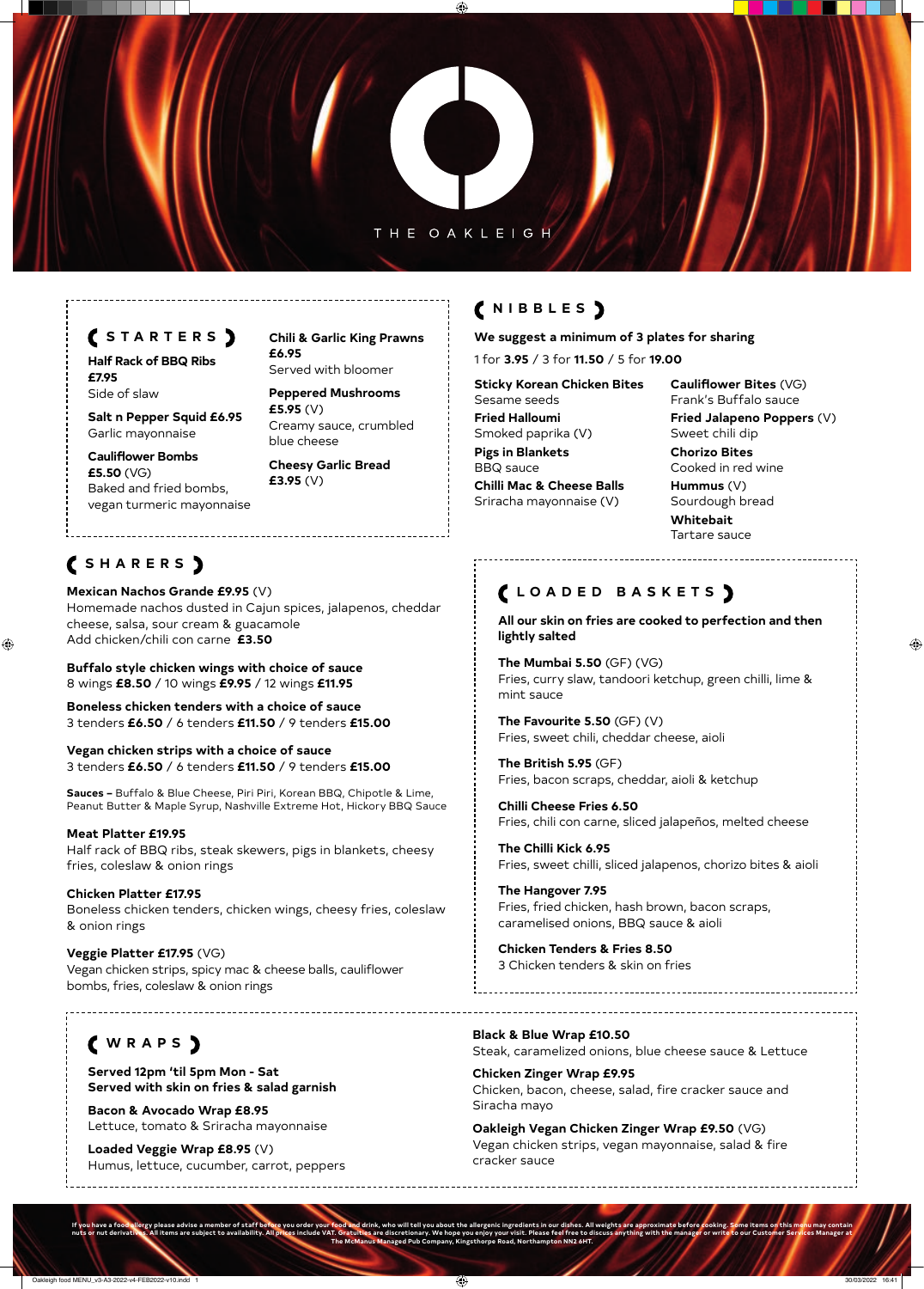# THE OAKLEIGH

## STARTERS

**Half Rack of BBQ Ribs £7.95**
Side of slaw

**Salt n Pepper Squid £6.95**
Garlic mayonnaise

**Cauliflower Bombs £5.50** (VG)
Baked and fried bombs, vegan turmeric mayonnaise

**Chili & Garlic King Prawns £6.95**
Served with bloomer

**Peppered Mushrooms £5.95** (V)
Creamy sauce, crumbled blue cheese

**Cheesy Garlic Bread £3.95** (V)

## NIBBLES

**We suggest a minimum of 3 plates for sharing**

1 for **3.95** / 3 for **11.50** / 5 for **19.00**

**Sticky Korean Chicken Bites**
Sesame seeds

**Fried Halloumi**
Smoked paprika (V)

**Pigs in Blankets**
BBQ sauce

**Chilli Mac & Cheese Balls**
Sriracha mayonnaise (V)

**Cauliflower Bites** (VG)
Frank's Buffalo sauce

**Fried Jalapeno Poppers** (V)
Sweet chili dip

**Chorizo Bites**
Cooked in red wine

**Hummus** (V)
Sourdough bread

**Whitebait**
Tartare sauce

## SHARERS

**Mexican Nachos Grande £9.95** (V)
Homemade nachos dusted in Cajun spices, jalapenos, cheddar cheese, salsa, sour cream & guacamole
Add chicken/chili con carne **£3.50**

**Buffalo style chicken wings with choice of sauce**
8 wings **£8.50** / 10 wings **£9.95** / 12 wings **£11.95**

**Boneless chicken tenders with a choice of sauce**
3 tenders **£6.50** / 6 tenders **£11.50** / 9 tenders **£15.00**

**Vegan chicken strips with a choice of sauce**
3 tenders **£6.50** / 6 tenders **£11.50** / 9 tenders **£15.00**

**Sauces –** Buffalo & Blue Cheese, Piri Piri, Korean BBQ, Chipotle & Lime, Peanut Butter & Maple Syrup, Nashville Extreme Hot, Hickory BBQ Sauce

**Meat Platter £19.95**
Half rack of BBQ ribs, steak skewers, pigs in blankets, cheesy fries, coleslaw & onion rings

**Chicken Platter £17.95**
Boneless chicken tenders, chicken wings, cheesy fries, coleslaw & onion rings

**Veggie Platter £17.95** (VG)
Vegan chicken strips, spicy mac & cheese balls, cauliflower bombs, fries, coleslaw & onion rings

## LOADED BASKETS

**All our skin on fries are cooked to perfection and then lightly salted**

**The Mumbai 5.50** (GF) (VG)
Fries, curry slaw, tandoori ketchup, green chilli, lime & mint sauce

**The Favourite 5.50** (GF) (V)
Fries, sweet chili, cheddar cheese, aioli

**The British 5.95** (GF)
Fries, bacon scraps, cheddar, aioli & ketchup

**Chilli Cheese Fries 6.50**
Fries, chili con carne, sliced jalapeños, melted cheese

**The Chilli Kick 6.95**
Fries, sweet chilli, sliced jalapenos, chorizo bites & aioli

**The Hangover 7.95**
Fries, fried chicken, hash brown, bacon scraps, caramelised onions, BBQ sauce & aioli

**Chicken Tenders & Fries 8.50**
3 Chicken tenders & skin on fries

## WRAPS

**Served 12pm 'til 5pm Mon - Sat**
**Served with skin on fries & salad garnish**

**Bacon & Avocado Wrap £8.95**
Lettuce, tomato & Sriracha mayonnaise

**Loaded Veggie Wrap £8.95** (V)
Humus, lettuce, cucumber, carrot, peppers

**Black & Blue Wrap £10.50**
Steak, caramelized onions, blue cheese sauce & Lettuce

**Chicken Zinger Wrap £9.95**
Chicken, bacon, cheese, salad, fire cracker sauce and Siracha mayo

**Oakleigh Vegan Chicken Zinger Wrap £9.50** (VG)
Vegan chicken strips, vegan mayonnaise, salad & fire cracker sauce

If you have a food allergy please advise a member of staff before you order your food and drink, who will tell you about the allergenic ingredients in our dishes. All weights are approximate before cooking. Some items on this menu may contain nuts or nut derivatives. All items are subject to availability. All prices include VAT. Gratuities are discretionary. We hope you enjoy your visit. Please feel free to discuss anything with the manager or write to our Customer Services Manager at The McManus Managed Pub Company, Kingsthorpe Road, Northampton NN2 6HT.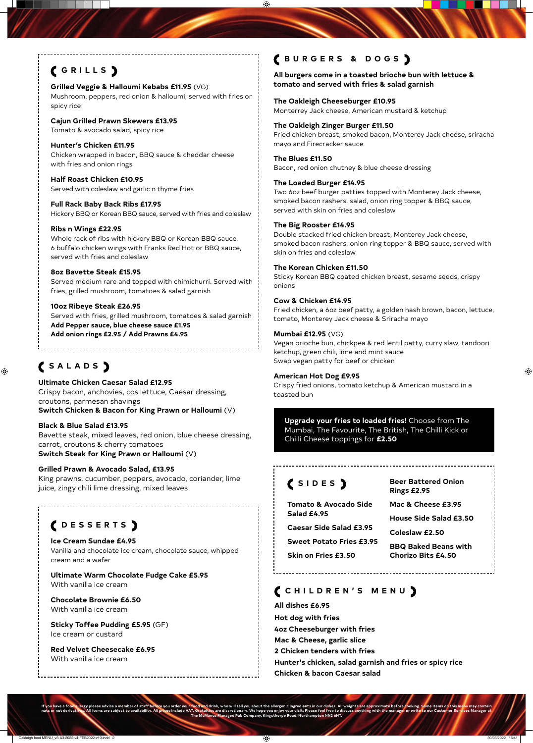## GRILLS

**Grilled Veggie & Halloumi Kebabs £11.95** (VG)
Mushroom, peppers, red onion & halloumi, served with fries or spicy rice

**Cajun Grilled Prawn Skewers £13.95**
Tomato & avocado salad, spicy rice

**Hunter's Chicken £11.95**
Chicken wrapped in bacon, BBQ sauce & cheddar cheese with fries and onion rings

**Half Roast Chicken £10.95**
Served with coleslaw and garlic n thyme fries

**Full Rack Baby Back Ribs £17.95**
Hickory BBQ or Korean BBQ sauce, served with fries and coleslaw

**Ribs n Wings £22.95**
Whole rack of ribs with hickory BBQ or Korean BBQ sauce, 6 buffalo chicken wings with Franks Red Hot or BBQ sauce, served with fries and coleslaw

**8oz Bavette Steak £15.95**
Served medium rare and topped with chimichurri. Served with fries, grilled mushroom, tomatoes & salad garnish

**10oz Ribeye Steak £26.95**
Served with fries, grilled mushroom, tomatoes & salad garnish
**Add Pepper sauce, blue cheese sauce £1.95**
**Add onion rings £2.95 / Add Prawns £4.95**

## SALADS

**Ultimate Chicken Caesar Salad £12.95**
Crispy bacon, anchovies, cos lettuce, Caesar dressing, croutons, parmesan shavings
**Switch Chicken & Bacon for King Prawn or Halloumi** (V)

**Black & Blue Salad £13.95**
Bavette steak, mixed leaves, red onion, blue cheese dressing, carrot, croutons & cherry tomatoes
**Switch Steak for King Prawn or Halloumi** (V)

**Grilled Prawn & Avocado Salad, £13.95**
King prawns, cucumber, peppers, avocado, coriander, lime juice, zingy chili lime dressing, mixed leaves

## DESSERTS

**Ice Cream Sundae £4.95**
Vanilla and chocolate ice cream, chocolate sauce, whipped cream and a wafer

**Ultimate Warm Chocolate Fudge Cake £5.95**
With vanilla ice cream

**Chocolate Brownie £6.50**
With vanilla ice cream

**Sticky Toffee Pudding £5.95** (GF)
Ice cream or custard

**Red Velvet Cheesecake £6.95**
With vanilla ice cream

## BURGERS & DOGS

**All burgers come in a toasted brioche bun with lettuce & tomato and served with fries & salad garnish**

**The Oakleigh Cheeseburger £10.95**
Monterrey Jack cheese, American mustard & ketchup

**The Oakleigh Zinger Burger £11.50**
Fried chicken breast, smoked bacon, Monterey Jack cheese, sriracha mayo and Firecracker sauce

**The Blues £11.50**
Bacon, red onion chutney & blue cheese dressing

**The Loaded Burger £14.95**
Two 6oz beef burger patties topped with Monterey Jack cheese, smoked bacon rashers, salad, onion ring topper & BBQ sauce, served with skin on fries and coleslaw

**The Big Rooster £14.95**
Double stacked fried chicken breast, Monterey Jack cheese, smoked bacon rashers, onion ring topper & BBQ sauce, served with skin on fries and coleslaw

**The Korean Chicken £11.50**
Sticky Korean BBQ coated chicken breast, sesame seeds, crispy onions

**Cow & Chicken £14.95**
Fried chicken, a 6oz beef patty, a golden hash brown, bacon, lettuce, tomato, Monterey Jack cheese & Sriracha mayo

**Mumbai £12.95** (VG)
Vegan brioche bun, chickpea & red lentil patty, curry slaw, tandoori ketchup, green chili, lime and mint sauce
Swap vegan patty for beef or chicken

**American Hot Dog £9.95**
Crispy fried onions, tomato ketchup & American mustard in a toasted bun

**Upgrade your fries to loaded fries!** Choose from The Mumbai, The Favourite, The British, The Chilli Kick or Chilli Cheese toppings for **£2.50**

## SIDES

**Tomato & Avocado Side Salad £4.95**
**Caesar Side Salad £3.95**
**Sweet Potato Fries £3.95**
**Skin on Fries £3.50**
**Beer Battered Onion Rings £2.95**
**Mac & Cheese £3.95**
**House Side Salad £3.50**
**Coleslaw £2.50**
**BBQ Baked Beans with Chorizo Bits £4.50**

## CHILDREN'S MENU

**All dishes £6.95**
**Hot dog with fries**
**4oz Cheeseburger with fries**
**Mac & Cheese, garlic slice**
**2 Chicken tenders with fries**
**Hunter's chicken, salad garnish and fries or spicy rice**
**Chicken & bacon Caesar salad**

If you have a food allergy please advise a member of staff before you order your food and drink, who will tell you about the allergenic ingredients in our dishes. All weights are approximate before cooking. Some items on this menu may contain nuts or nut derivatives. All items are subject to availability. All prices include VAT. Gratuities are discretionary. We hope you enjoy your visit. Please feel free to discuss anything with the manager or write to our Customer Services Manager at The McManus Managed Pub Company, Kingsthorpe Road, Northampton NN2 6HT.